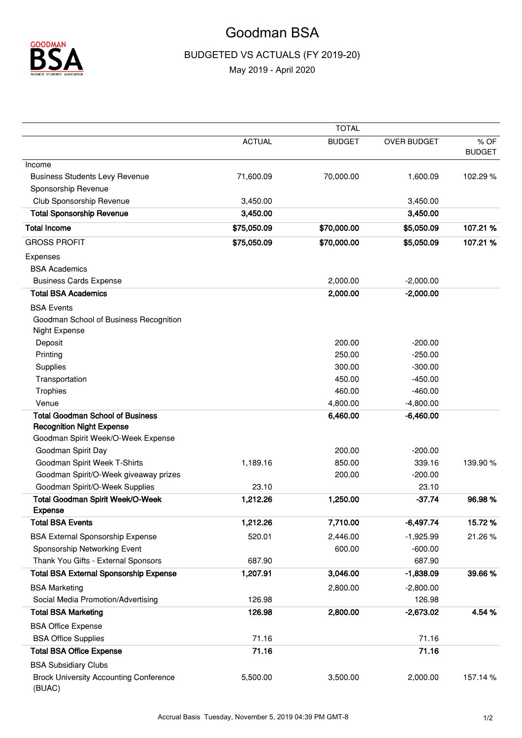# Goodman BSA

## BUDGETED VS ACTUALS (FY 2019-20)

May 2019 - April 2020

| | TOTAL | | | |
|---|---|---|---|---|
| | ACTUAL | BUDGET | OVER BUDGET | % OF BUDGET |
| Income | | | | |
| Business Students Levy Revenue | 71,600.09 | 70,000.00 | 1,600.09 | 102.29 % |
| Sponsorship Revenue | | | | |
| Club Sponsorship Revenue | 3,450.00 | | 3,450.00 | |
| **Total Sponsorship Revenue** | **3,450.00** | | **3,450.00** | |
| **Total Income** | **$75,050.09** | **$70,000.00** | **$5,050.09** | **107.21 %** |
| GROSS PROFIT | **$75,050.09** | **$70,000.00** | **$5,050.09** | **107.21 %** |
| Expenses | | | | |
| BSA Academics | | | | |
| Business Cards Expense | | 2,000.00 | -2,000.00 | |
| **Total BSA Academics** | | **2,000.00** | **-2,000.00** | |
| BSA Events | | | | |
| Goodman School of Business Recognition Night Expense | | | | |
| Deposit | | 200.00 | -200.00 | |
| Printing | | 250.00 | -250.00 | |
| Supplies | | 300.00 | -300.00 | |
| Transportation | | 450.00 | -450.00 | |
| Trophies | | 460.00 | -460.00 | |
| Venue | | 4,800.00 | -4,800.00 | |
| **Total Goodman School of Business Recognition Night Expense** | | **6,460.00** | **-6,460.00** | |
| Goodman Spirit Week/O-Week Expense | | | | |
| Goodman Spirit Day | | 200.00 | -200.00 | |
| Goodman Spirit Week T-Shirts | 1,189.16 | 850.00 | 339.16 | 139.90 % |
| Goodman Spirit/O-Week giveaway prizes | | 200.00 | -200.00 | |
| Goodman Spirit/O-Week Supplies | 23.10 | | 23.10 | |
| **Total Goodman Spirit Week/O-Week Expense** | **1,212.26** | **1,250.00** | **-37.74** | **96.98 %** |
| **Total BSA Events** | **1,212.26** | **7,710.00** | **-6,497.74** | **15.72 %** |
| BSA External Sponsorship Expense | 520.01 | 2,446.00 | -1,925.99 | 21.26 % |
| Sponsorship Networking Event | | 600.00 | -600.00 | |
| Thank You Gifts - External Sponsors | 687.90 | | 687.90 | |
| **Total BSA External Sponsorship Expense** | **1,207.91** | **3,046.00** | **-1,838.09** | **39.66 %** |
| BSA Marketing | | 2,800.00 | -2,800.00 | |
| Social Media Promotion/Advertising | 126.98 | | 126.98 | |
| **Total BSA Marketing** | **126.98** | **2,800.00** | **-2,673.02** | **4.54 %** |
| BSA Office Expense | | | | |
| BSA Office Supplies | 71.16 | | 71.16 | |
| **Total BSA Office Expense** | **71.16** | | **71.16** | |
| BSA Subsidiary Clubs | | | | |
| Brock University Accounting Conference (BUAC) | 5,500.00 | 3,500.00 | 2,000.00 | 157.14 % |

Accrual Basis Tuesday, November 5, 2019 04:39 PM GMT-8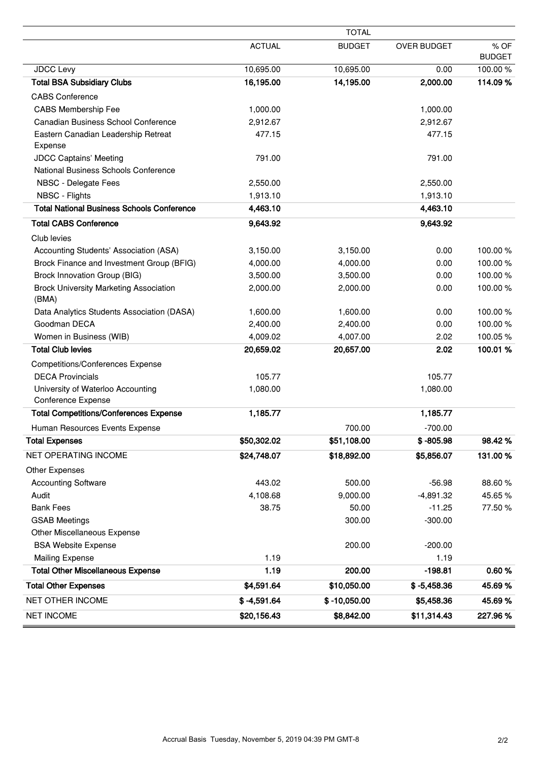| | TOTAL | | | |
|---|---|---|---|---|
| | ACTUAL | BUDGET | OVER BUDGET | % OF BUDGET |
| JDCC Levy | 10,695.00 | 10,695.00 | 0.00 | 100.00 % |
| **Total BSA Subsidiary Clubs** | **16,195.00** | **14,195.00** | **2,000.00** | **114.09 %** |
| CABS Conference | | | | |
| CABS Membership Fee | 1,000.00 | | 1,000.00 | |
| Canadian Business School Conference | 2,912.67 | | 2,912.67 | |
| Eastern Canadian Leadership Retreat Expense | 477.15 | | 477.15 | |
| JDCC Captains' Meeting | 791.00 | | 791.00 | |
| National Business Schools Conference | | | | |
| NBSC - Delegate Fees | 2,550.00 | | 2,550.00 | |
| NBSC - Flights | 1,913.10 | | 1,913.10 | |
| **Total National Business Schools Conference** | **4,463.10** | | **4,463.10** | |
| **Total CABS Conference** | **9,643.92** | | **9,643.92** | |
| Club levies | | | | |
| Accounting Students' Association (ASA) | 3,150.00 | 3,150.00 | 0.00 | 100.00 % |
| Brock Finance and Investment Group (BFIG) | 4,000.00 | 4,000.00 | 0.00 | 100.00 % |
| Brock Innovation Group (BIG) | 3,500.00 | 3,500.00 | 0.00 | 100.00 % |
| Brock University Marketing Association (BMA) | 2,000.00 | 2,000.00 | 0.00 | 100.00 % |
| Data Analytics Students Association (DASA) | 1,600.00 | 1,600.00 | 0.00 | 100.00 % |
| Goodman DECA | 2,400.00 | 2,400.00 | 0.00 | 100.00 % |
| Women in Business (WIB) | 4,009.02 | 4,007.00 | 2.02 | 100.05 % |
| **Total Club levies** | **20,659.02** | **20,657.00** | **2.02** | **100.01 %** |
| Competitions/Conferences Expense | | | | |
| DECA Provincials | 105.77 | | 105.77 | |
| University of Waterloo Accounting Conference Expense | 1,080.00 | | 1,080.00 | |
| **Total Competitions/Conferences Expense** | **1,185.77** | | **1,185.77** | |
| Human Resources Events Expense | | 700.00 | -700.00 | |
| **Total Expenses** | **$50,302.02** | **$51,108.00** | **$ -805.98** | **98.42 %** |
| NET OPERATING INCOME | **$24,748.07** | **$18,892.00** | **$5,856.07** | **131.00 %** |
| Other Expenses | | | | |
| Accounting Software | 443.02 | 500.00 | -56.98 | 88.60 % |
| Audit | 4,108.68 | 9,000.00 | -4,891.32 | 45.65 % |
| Bank Fees | 38.75 | 50.00 | -11.25 | 77.50 % |
| GSAB Meetings | | 300.00 | -300.00 | |
| Other Miscellaneous Expense | | | | |
| BSA Website Expense | | 200.00 | -200.00 | |
| Mailing Expense | 1.19 | | 1.19 | |
| **Total Other Miscellaneous Expense** | **1.19** | **200.00** | **-198.81** | **0.60 %** |
| **Total Other Expenses** | **$4,591.64** | **$10,050.00** | **$ -5,458.36** | **45.69 %** |
| NET OTHER INCOME | **$ -4,591.64** | **$ -10,050.00** | **$5,458.36** | **45.69 %** |
| NET INCOME | **$20,156.43** | **$8,842.00** | **$11,314.43** | **227.96 %** |

Accrual Basis Tuesday, November 5, 2019 04:39 PM GMT-8